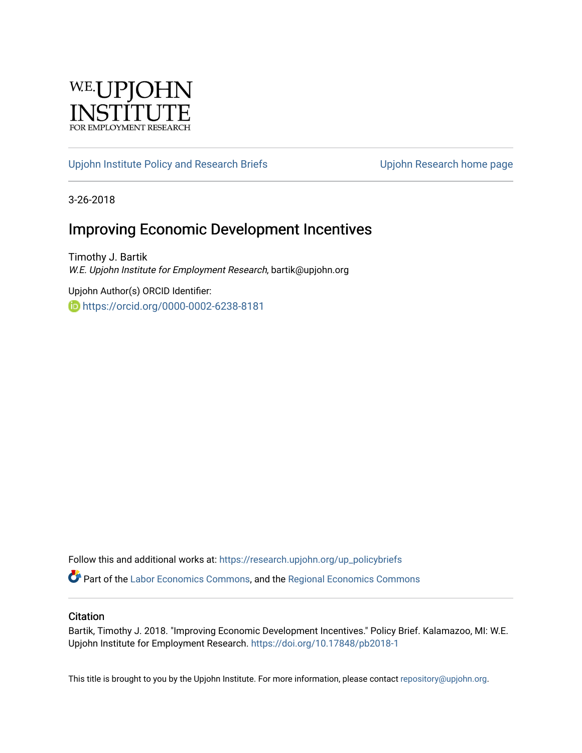W.E. UPJOHN INSTITUTE FOR EMPLOYMENT RESEARCH

Upjohn Institute Policy and Research Briefs | Upjohn Research home page

3-26-2018

# Improving Economic Development Incentives

Timothy J. Bartik
*W.E. Upjohn Institute for Employment Research*, bartik@upjohn.org

Upjohn Author(s) ORCID Identifier:
https://orcid.org/0000-0002-6238-8181

Follow this and additional works at: https://research.upjohn.org/up_policybriefs

Part of the Labor Economics Commons, and the Regional Economics Commons

## Citation

Bartik, Timothy J. 2018. "Improving Economic Development Incentives." Policy Brief. Kalamazoo, MI: W.E. Upjohn Institute for Employment Research. https://doi.org/10.17848/pb2018-1

This title is brought to you by the Upjohn Institute. For more information, please contact repository@upjohn.org.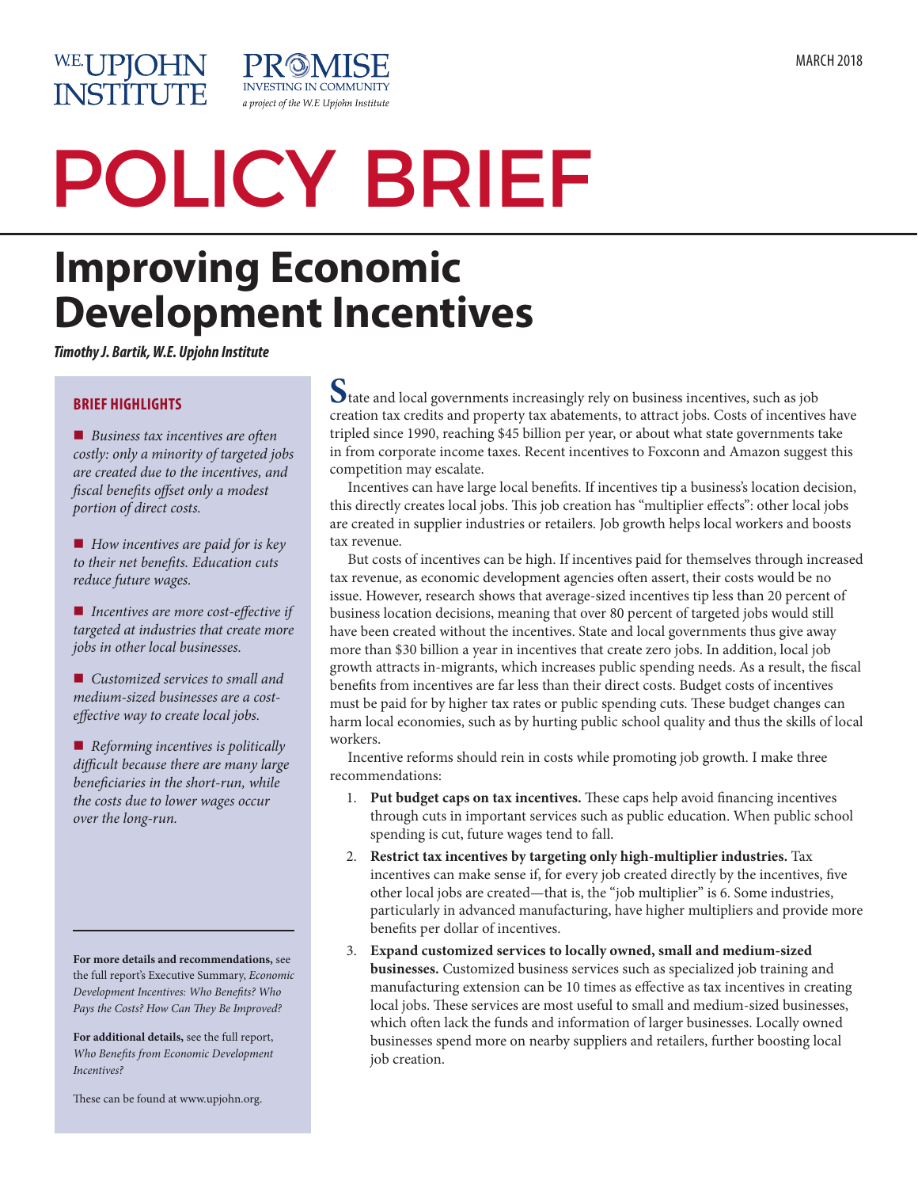W.E. UPJOHN INSTITUTE

PROMISE
INVESTING IN COMMUNITY
*a project of the W.E Upjohn Institute*

MARCH 2018

# POLICY BRIEF

## Improving Economic Development Incentives

***Timothy J. Bartik, W.E. Upjohn Institute***

State and local governments increasingly rely on business incentives, such as job creation tax credits and property tax abatements, to attract jobs. Costs of incentives have tripled since 1990, reaching $45 billion per year, or about what state governments take in from corporate income taxes. Recent incentives to Foxconn and Amazon suggest this competition may escalate.

Incentives can have large local benefits. If incentives tip a business's location decision, this directly creates local jobs. This job creation has "multiplier effects": other local jobs are created in supplier industries or retailers. Job growth helps local workers and boosts tax revenue.

But costs of incentives can be high. If incentives paid for themselves through increased tax revenue, as economic development agencies often assert, their costs would be no issue. However, research shows that average-sized incentives tip less than 20 percent of business location decisions, meaning that over 80 percent of targeted jobs would still have been created without the incentives. State and local governments thus give away more than $30 billion a year in incentives that create zero jobs. In addition, local job growth attracts in-migrants, which increases public spending needs. As a result, the fiscal benefits from incentives are far less than their direct costs. Budget costs of incentives must be paid for by higher tax rates or public spending cuts. These budget changes can harm local economies, such as by hurting public school quality and thus the skills of local workers.

Incentive reforms should rein in costs while promoting job growth. I make three recommendations:

1. **Put budget caps on tax incentives.** These caps help avoid financing incentives through cuts in important services such as public education. When public school spending is cut, future wages tend to fall.
2. **Restrict tax incentives by targeting only high-multiplier industries.** Tax incentives can make sense if, for every job created directly by the incentives, five other local jobs are created—that is, the "job multiplier" is 6. Some industries, particularly in advanced manufacturing, have higher multipliers and provide more benefits per dollar of incentives.
3. **Expand customized services to locally owned, small and medium-sized businesses.** Customized business services such as specialized job training and manufacturing extension can be 10 times as effective as tax incentives in creating local jobs. These services are most useful to small and medium-sized businesses, which often lack the funds and information of larger businesses. Locally owned businesses spend more on nearby suppliers and retailers, further boosting local job creation.

---

**BRIEF HIGHLIGHTS**

- *Business tax incentives are often costly: only a minority of targeted jobs are created due to the incentives, and fiscal benefits offset only a modest portion of direct costs.*
- *How incentives are paid for is key to their net benefits. Education cuts reduce future wages.*
- *Incentives are more cost-effective if targeted at industries that create more jobs in other local businesses.*
- *Customized services to small and medium-sized businesses are a cost-effective way to create local jobs.*
- *Reforming incentives is politically difficult because there are many large beneficiaries in the short-run, while the costs due to lower wages occur over the long-run.*

**For more details and recommendations,** see the full report's Executive Summary, *Economic Development Incentives: Who Benefits? Who Pays the Costs? How Can They Be Improved?*

**For additional details,** see the full report, *Who Benefits from Economic Development Incentives?*

These can be found at www.upjohn.org.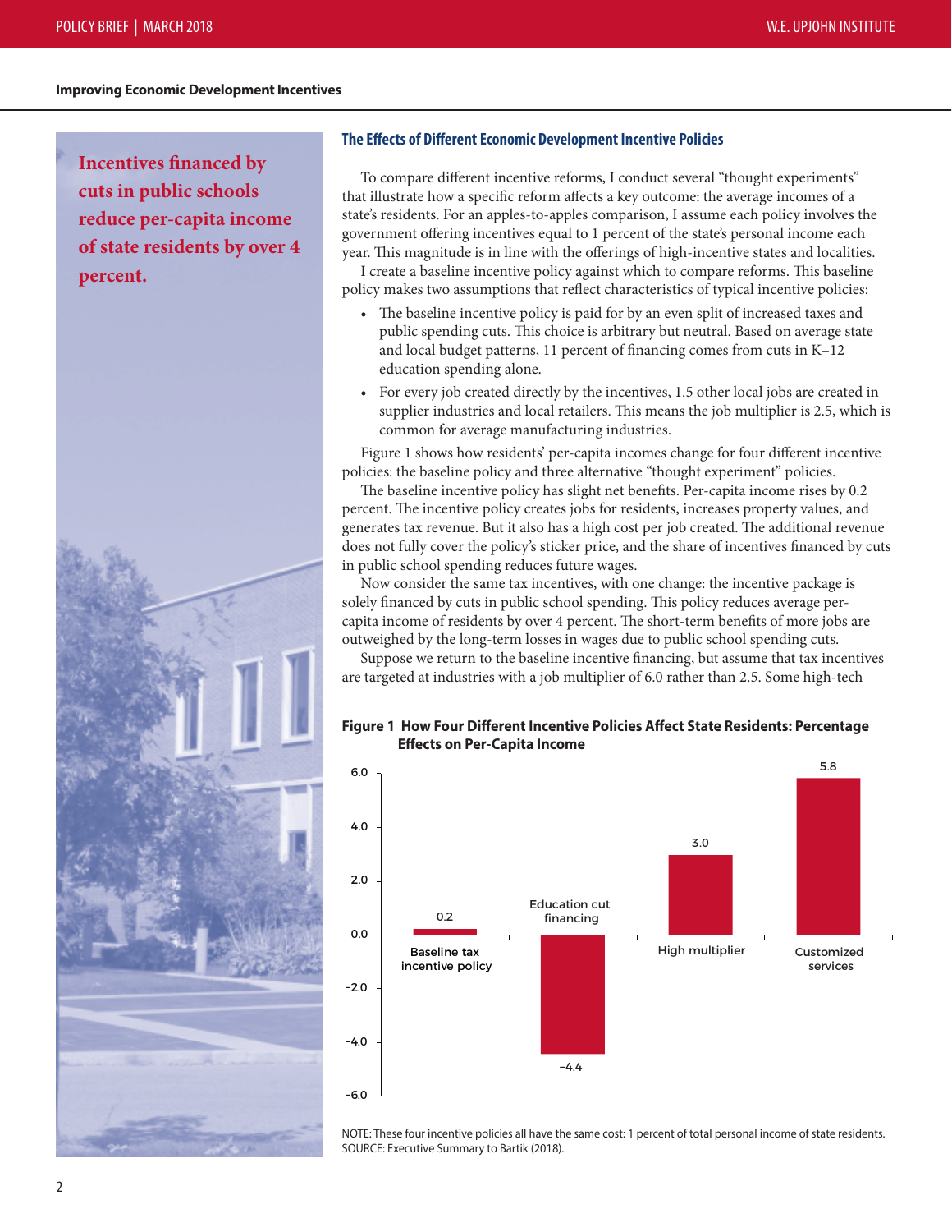**Improving Economic Development Incentives**

**Incentives financed by cuts in public schools reduce per-capita income of state residents by over 4 percent.**

### The Effects of Different Economic Development Incentive Policies

To compare different incentive reforms, I conduct several "thought experiments" that illustrate how a specific reform affects a key outcome: the average incomes of a state's residents. For an apples-to-apples comparison, I assume each policy involves the government offering incentives equal to 1 percent of the state's personal income each year. This magnitude is in line with the offerings of high-incentive states and localities.

I create a baseline incentive policy against which to compare reforms. This baseline policy makes two assumptions that reflect characteristics of typical incentive policies:

- The baseline incentive policy is paid for by an even split of increased taxes and public spending cuts. This choice is arbitrary but neutral. Based on average state and local budget patterns, 11 percent of financing comes from cuts in K–12 education spending alone.
- For every job created directly by the incentives, 1.5 other local jobs are created in supplier industries and local retailers. This means the job multiplier is 2.5, which is common for average manufacturing industries.

Figure 1 shows how residents' per-capita incomes change for four different incentive policies: the baseline policy and three alternative "thought experiment" policies.

The baseline incentive policy has slight net benefits. Per-capita income rises by 0.2 percent. The incentive policy creates jobs for residents, increases property values, and generates tax revenue. But it also has a high cost per job created. The additional revenue does not fully cover the policy's sticker price, and the share of incentives financed by cuts in public school spending reduces future wages.

Now consider the same tax incentives, with one change: the incentive package is solely financed by cuts in public school spending. This policy reduces average per-capita income of residents by over 4 percent. The short-term benefits of more jobs are outweighed by the long-term losses in wages due to public school spending cuts.

Suppose we return to the baseline incentive financing, but assume that tax incentives are targeted at industries with a job multiplier of 6.0 rather than 2.5. Some high-tech

**Figure 1 How Four Different Incentive Policies Affect State Residents: Percentage Effects on Per-Capita Income**

| Policy | Percentage effect on per-capita income |
|---|---|
| Baseline tax incentive policy | 0.2 |
| Education cut financing | −4.4 |
| High multiplier | 3.0 |
| Customized services | 5.8 |

NOTE: These four incentive policies all have the same cost: 1 percent of total personal income of state residents.
SOURCE: Executive Summary to Bartik (2018).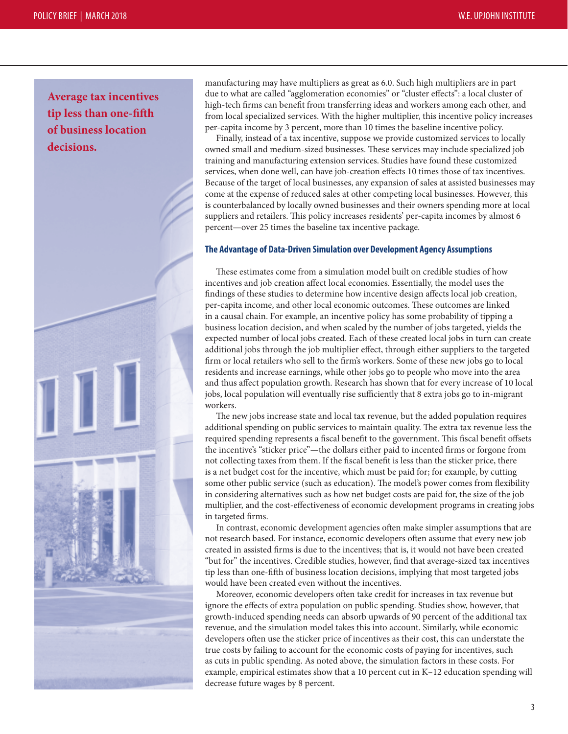**Average tax incentives tip less than one-fifth of business location decisions.**

manufacturing may have multipliers as great as 6.0. Such high multipliers are in part due to what are called "agglomeration economies" or "cluster effects": a local cluster of high-tech firms can benefit from transferring ideas and workers among each other, and from local specialized services. With the higher multiplier, this incentive policy increases per-capita income by 3 percent, more than 10 times the baseline incentive policy.

Finally, instead of a tax incentive, suppose we provide customized services to locally owned small and medium-sized businesses. These services may include specialized job training and manufacturing extension services. Studies have found these customized services, when done well, can have job-creation effects 10 times those of tax incentives. Because of the target of local businesses, any expansion of sales at assisted businesses may come at the expense of reduced sales at other competing local businesses. However, this is counterbalanced by locally owned businesses and their owners spending more at local suppliers and retailers. This policy increases residents' per-capita incomes by almost 6 percent—over 25 times the baseline tax incentive package.

### The Advantage of Data-Driven Simulation over Development Agency Assumptions

These estimates come from a simulation model built on credible studies of how incentives and job creation affect local economies. Essentially, the model uses the findings of these studies to determine how incentive design affects local job creation, per-capita income, and other local economic outcomes. These outcomes are linked in a causal chain. For example, an incentive policy has some probability of tipping a business location decision, and when scaled by the number of jobs targeted, yields the expected number of local jobs created. Each of these created local jobs in turn can create additional jobs through the job multiplier effect, through either suppliers to the targeted firm or local retailers who sell to the firm's workers. Some of these new jobs go to local residents and increase earnings, while other jobs go to people who move into the area and thus affect population growth. Research has shown that for every increase of 10 local jobs, local population will eventually rise sufficiently that 8 extra jobs go to in-migrant workers.

The new jobs increase state and local tax revenue, but the added population requires additional spending on public services to maintain quality. The extra tax revenue less the required spending represents a fiscal benefit to the government. This fiscal benefit offsets the incentive's "sticker price"—the dollars either paid to incented firms or forgone from not collecting taxes from them. If the fiscal benefit is less than the sticker price, there is a net budget cost for the incentive, which must be paid for; for example, by cutting some other public service (such as education). The model's power comes from flexibility in considering alternatives such as how net budget costs are paid for, the size of the job multiplier, and the cost-effectiveness of economic development programs in creating jobs in targeted firms.

In contrast, economic development agencies often make simpler assumptions that are not research based. For instance, economic developers often assume that every new job created in assisted firms is due to the incentives; that is, it would not have been created "but for" the incentives. Credible studies, however, find that average-sized tax incentives tip less than one-fifth of business location decisions, implying that most targeted jobs would have been created even without the incentives.

Moreover, economic developers often take credit for increases in tax revenue but ignore the effects of extra population on public spending. Studies show, however, that growth-induced spending needs can absorb upwards of 90 percent of the additional tax revenue, and the simulation model takes this into account. Similarly, while economic developers often use the sticker price of incentives as their cost, this can understate the true costs by failing to account for the economic costs of paying for incentives, such as cuts in public spending. As noted above, the simulation factors in these costs. For example, empirical estimates show that a 10 percent cut in K–12 education spending will decrease future wages by 8 percent.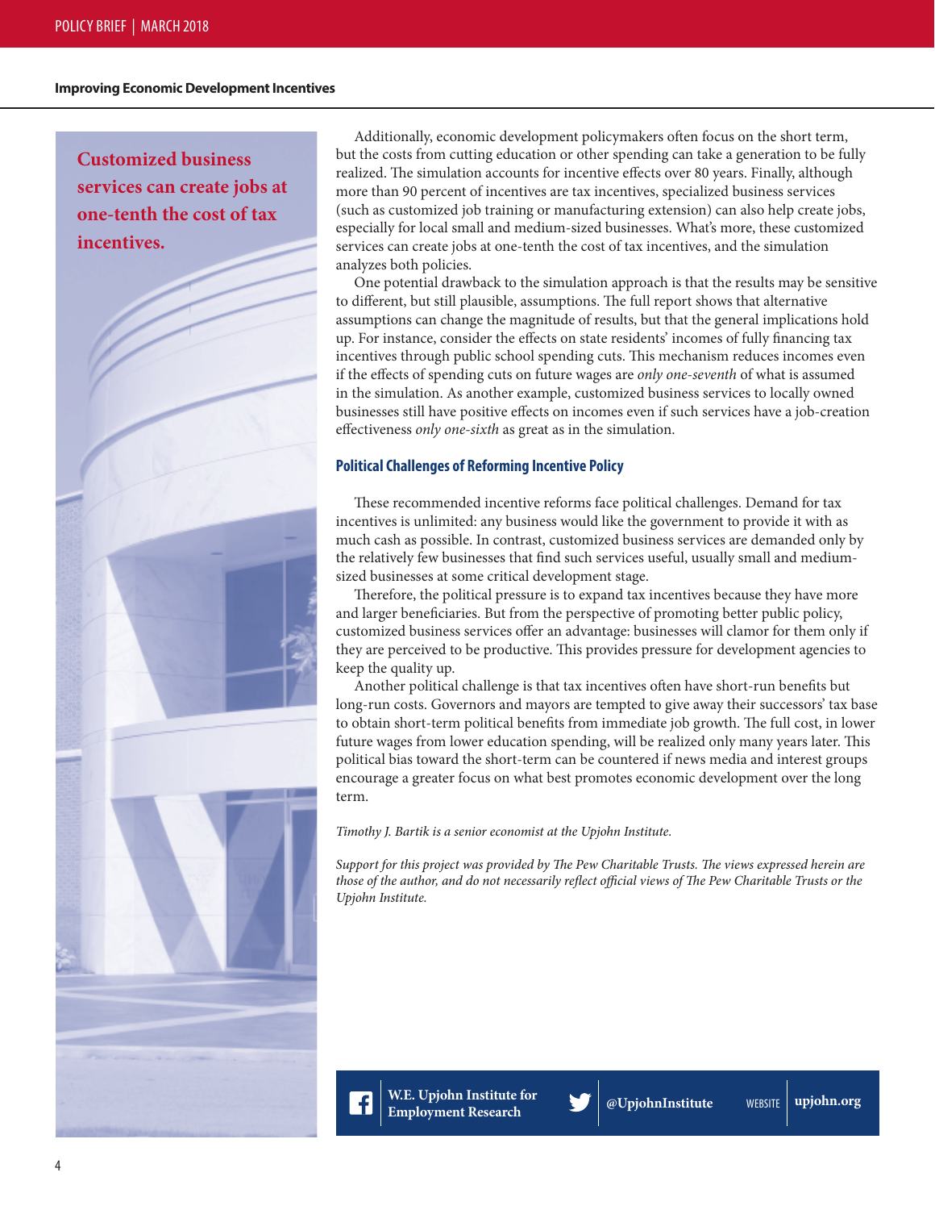**Customized business services can create jobs at one-tenth the cost of tax incentives.**

Additionally, economic development policymakers often focus on the short term, but the costs from cutting education or other spending can take a generation to be fully realized. The simulation accounts for incentive effects over 80 years. Finally, although more than 90 percent of incentives are tax incentives, specialized business services (such as customized job training or manufacturing extension) can also help create jobs, especially for local small and medium-sized businesses. What's more, these customized services can create jobs at one-tenth the cost of tax incentives, and the simulation analyzes both policies.

One potential drawback to the simulation approach is that the results may be sensitive to different, but still plausible, assumptions. The full report shows that alternative assumptions can change the magnitude of results, but that the general implications hold up. For instance, consider the effects on state residents' incomes of fully financing tax incentives through public school spending cuts. This mechanism reduces incomes even if the effects of spending cuts on future wages are *only one-seventh* of what is assumed in the simulation. As another example, customized business services to locally owned businesses still have positive effects on incomes even if such services have a job-creation effectiveness *only one-sixth* as great as in the simulation.

### Political Challenges of Reforming Incentive Policy

These recommended incentive reforms face political challenges. Demand for tax incentives is unlimited: any business would like the government to provide it with as much cash as possible. In contrast, customized business services are demanded only by the relatively few businesses that find such services useful, usually small and medium-sized businesses at some critical development stage.

Therefore, the political pressure is to expand tax incentives because they have more and larger beneficiaries. But from the perspective of promoting better public policy, customized business services offer an advantage: businesses will clamor for them only if they are perceived to be productive. This provides pressure for development agencies to keep the quality up.

Another political challenge is that tax incentives often have short-run benefits but long-run costs. Governors and mayors are tempted to give away their successors' tax base to obtain short-term political benefits from immediate job growth. The full cost, in lower future wages from lower education spending, will be realized only many years later. This political bias toward the short-term can be countered if news media and interest groups encourage a greater focus on what best promotes economic development over the long term.

*Timothy J. Bartik is a senior economist at the Upjohn Institute.*

*Support for this project was provided by The Pew Charitable Trusts. The views expressed herein are those of the author, and do not necessarily reflect official views of The Pew Charitable Trusts or the Upjohn Institute.*

W.E. Upjohn Institute for Employment Research | @UpjohnInstitute | WEBSITE upjohn.org